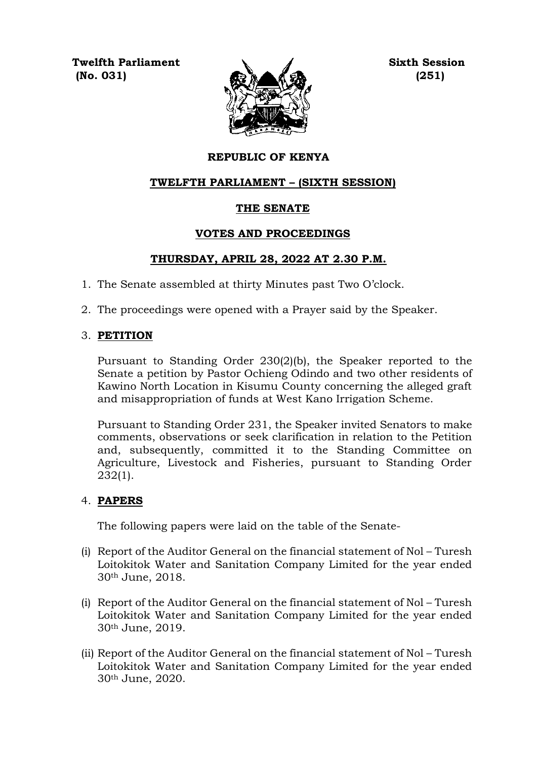**Twelfth Parliament** **Sixth Session**
**(No. 031)** **(251)**

# REPUBLIC OF KENYA

## TWELFTH PARLIAMENT – (SIXTH SESSION)

## THE SENATE

## VOTES AND PROCEEDINGS

## THURSDAY, APRIL 28, 2022 AT 2.30 P.M.

1. The Senate assembled at thirty Minutes past Two O'clock.

2. The proceedings were opened with a Prayer said by the Speaker.

3. **PETITION**

   Pursuant to Standing Order 230(2)(b), the Speaker reported to the Senate a petition by Pastor Ochieng Odindo and two other residents of Kawino North Location in Kisumu County concerning the alleged graft and misappropriation of funds at West Kano Irrigation Scheme.

   Pursuant to Standing Order 231, the Speaker invited Senators to make comments, observations or seek clarification in relation to the Petition and, subsequently, committed it to the Standing Committee on Agriculture, Livestock and Fisheries, pursuant to Standing Order 232(1).

4. **PAPERS**

   The following papers were laid on the table of the Senate-

(i) Report of the Auditor General on the financial statement of Nol – Turesh Loitokitok Water and Sanitation Company Limited for the year ended 30th June, 2018.

(i) Report of the Auditor General on the financial statement of Nol – Turesh Loitokitok Water and Sanitation Company Limited for the year ended 30th June, 2019.

(ii) Report of the Auditor General on the financial statement of Nol – Turesh Loitokitok Water and Sanitation Company Limited for the year ended 30th June, 2020.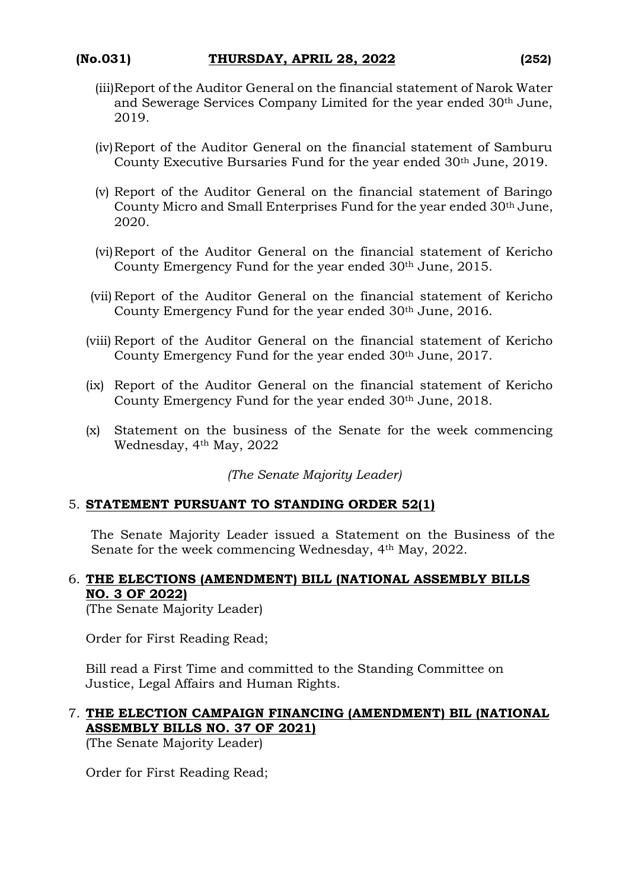(iii) Report of the Auditor General on the financial statement of Narok Water and Sewerage Services Company Limited for the year ended 30th June, 2019.

(iv) Report of the Auditor General on the financial statement of Samburu County Executive Bursaries Fund for the year ended 30th June, 2019.

(v) Report of the Auditor General on the financial statement of Baringo County Micro and Small Enterprises Fund for the year ended 30th June, 2020.

(vi) Report of the Auditor General on the financial statement of Kericho County Emergency Fund for the year ended 30th June, 2015.

(vii) Report of the Auditor General on the financial statement of Kericho County Emergency Fund for the year ended 30th June, 2016.

(viii) Report of the Auditor General on the financial statement of Kericho County Emergency Fund for the year ended 30th June, 2017.

(ix) Report of the Auditor General on the financial statement of Kericho County Emergency Fund for the year ended 30th June, 2018.

(x) Statement on the business of the Senate for the week commencing Wednesday, 4th May, 2022

*(The Senate Majority Leader)*

5. **STATEMENT PURSUANT TO STANDING ORDER 52(1)**

The Senate Majority Leader issued a Statement on the Business of the Senate for the week commencing Wednesday, 4th May, 2022.

6. **THE ELECTIONS (AMENDMENT) BILL (NATIONAL ASSEMBLY BILLS NO. 3 OF 2022)**

(The Senate Majority Leader)

Order for First Reading Read;

Bill read a First Time and committed to the Standing Committee on Justice, Legal Affairs and Human Rights.

7. **THE ELECTION CAMPAIGN FINANCING (AMENDMENT) BIL (NATIONAL ASSEMBLY BILLS NO. 37 OF 2021)**

(The Senate Majority Leader)

Order for First Reading Read;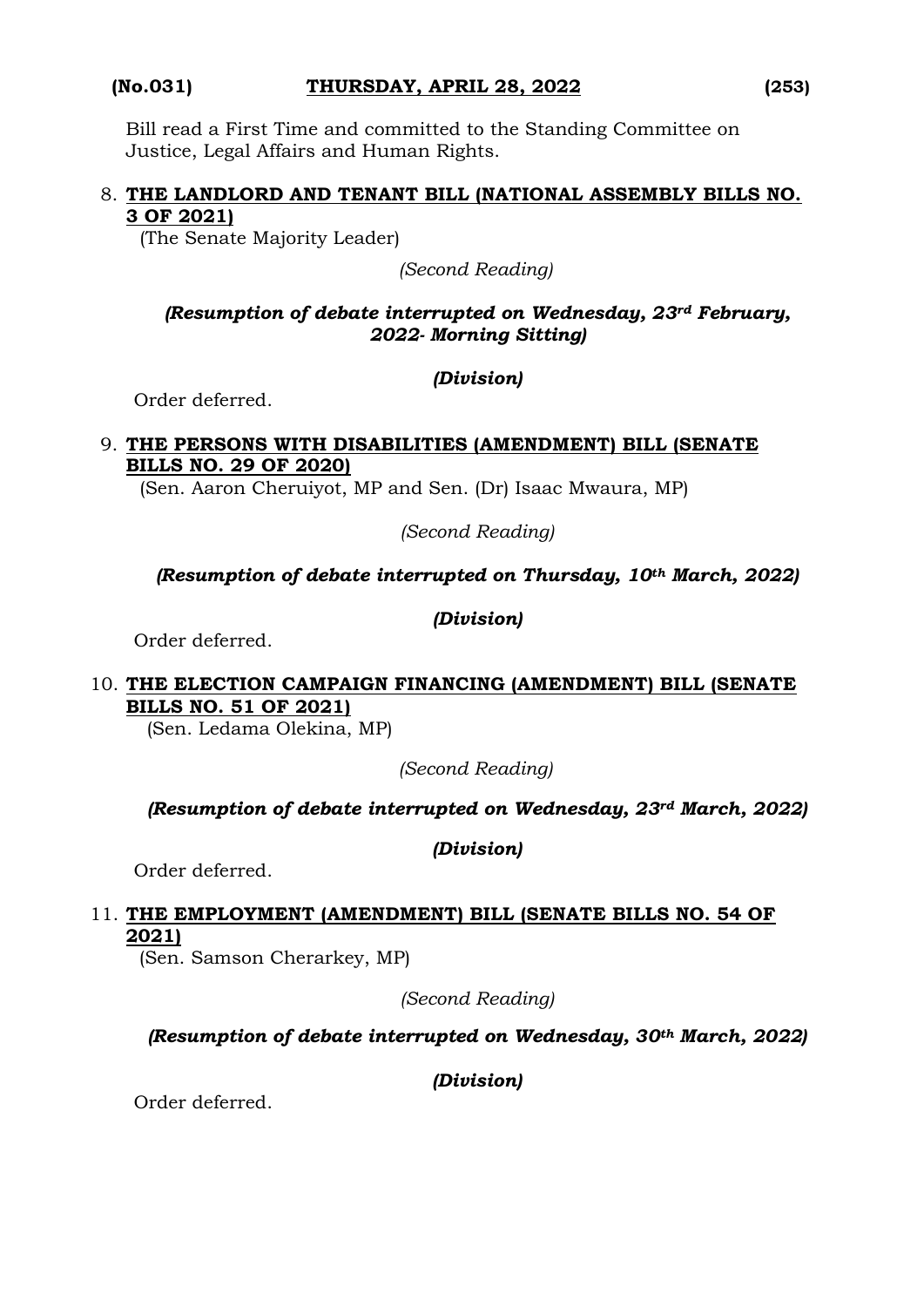Bill read a First Time and committed to the Standing Committee on Justice, Legal Affairs and Human Rights.

8. **THE LANDLORD AND TENANT BILL (NATIONAL ASSEMBLY BILLS NO. 3 OF 2021)**
   (The Senate Majority Leader)

   *(Second Reading)*

   ***(Resumption of debate interrupted on Wednesday, 23rd February, 2022- Morning Sitting)***

   ***(Division)***

   Order deferred.

9. **THE PERSONS WITH DISABILITIES (AMENDMENT) BILL (SENATE BILLS NO. 29 OF 2020)**
   (Sen. Aaron Cheruiyot, MP and Sen. (Dr) Isaac Mwaura, MP)

   *(Second Reading)*

   ***(Resumption of debate interrupted on Thursday, 10th March, 2022)***

   ***(Division)***

   Order deferred.

10. **THE ELECTION CAMPAIGN FINANCING (AMENDMENT) BILL (SENATE BILLS NO. 51 OF 2021)**
    (Sen. Ledama Olekina, MP)

    *(Second Reading)*

    ***(Resumption of debate interrupted on Wednesday, 23rd March, 2022)***

    ***(Division)***

    Order deferred.

11. **THE EMPLOYMENT (AMENDMENT) BILL (SENATE BILLS NO. 54 OF 2021)**
    (Sen. Samson Cherarkey, MP)

    *(Second Reading)*

    ***(Resumption of debate interrupted on Wednesday, 30th March, 2022)***

    ***(Division)***

    Order deferred.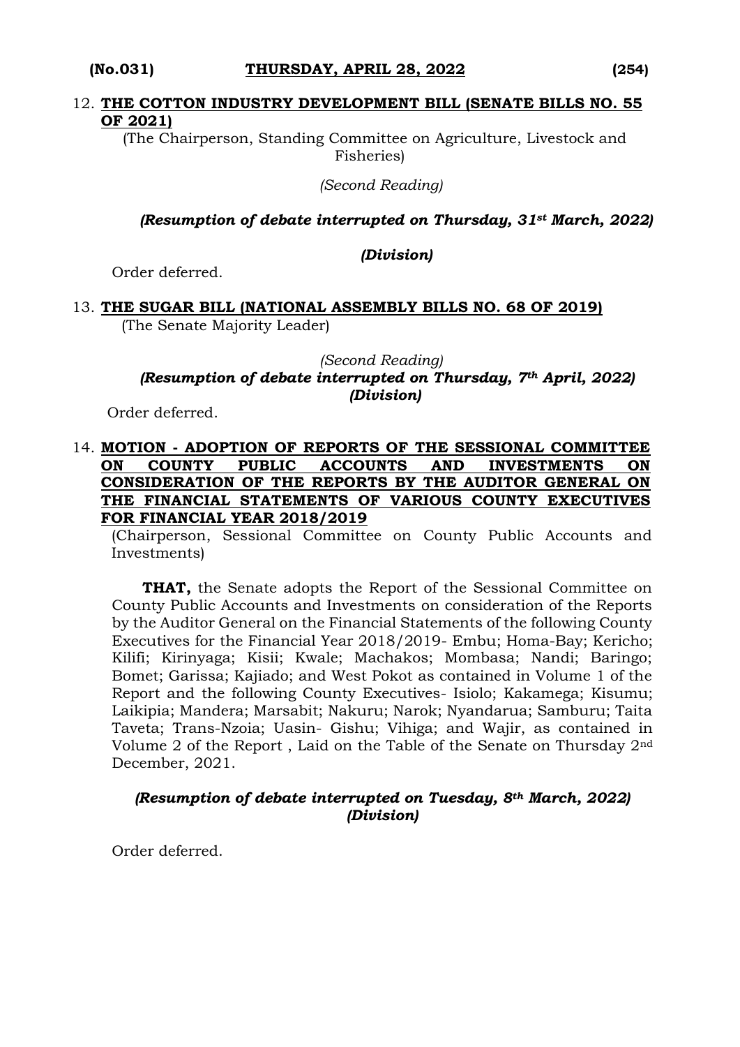12. **THE COTTON INDUSTRY DEVELOPMENT BILL (SENATE BILLS NO. 55 OF 2021)**

(The Chairperson, Standing Committee on Agriculture, Livestock and Fisheries)

*(Second Reading)*

***(Resumption of debate interrupted on Thursday, 31st March, 2022)***

***(Division)***

Order deferred.

13. **THE SUGAR BILL (NATIONAL ASSEMBLY BILLS NO. 68 OF 2019)**

(The Senate Majority Leader)

*(Second Reading)*

***(Resumption of debate interrupted on Thursday, 7th April, 2022)***

***(Division)***

Order deferred.

14. **MOTION - ADOPTION OF REPORTS OF THE SESSIONAL COMMITTEE ON COUNTY PUBLIC ACCOUNTS AND INVESTMENTS ON CONSIDERATION OF THE REPORTS BY THE AUDITOR GENERAL ON THE FINANCIAL STATEMENTS OF VARIOUS COUNTY EXECUTIVES FOR FINANCIAL YEAR 2018/2019**

(Chairperson, Sessional Committee on County Public Accounts and Investments)

**THAT,** the Senate adopts the Report of the Sessional Committee on County Public Accounts and Investments on consideration of the Reports by the Auditor General on the Financial Statements of the following County Executives for the Financial Year 2018/2019- Embu; Homa-Bay; Kericho; Kilifi; Kirinyaga; Kisii; Kwale; Machakos; Mombasa; Nandi; Baringo; Bomet; Garissa; Kajiado; and West Pokot as contained in Volume 1 of the Report and the following County Executives- Isiolo; Kakamega; Kisumu; Laikipia; Mandera; Marsabit; Nakuru; Narok; Nyandarua; Samburu; Taita Taveta; Trans-Nzoia; Uasin- Gishu; Vihiga; and Wajir, as contained in Volume 2 of the Report , Laid on the Table of the Senate on Thursday 2nd December, 2021.

***(Resumption of debate interrupted on Tuesday, 8th March, 2022)***

***(Division)***

Order deferred.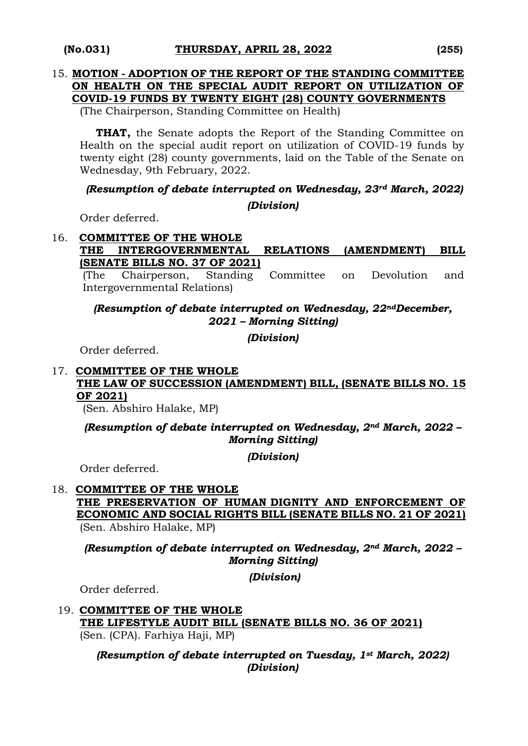15. **MOTION - ADOPTION OF THE REPORT OF THE STANDING COMMITTEE ON HEALTH ON THE SPECIAL AUDIT REPORT ON UTILIZATION OF COVID-19 FUNDS BY TWENTY EIGHT (28) COUNTY GOVERNMENTS**
    (The Chairperson, Standing Committee on Health)

    **THAT,** the Senate adopts the Report of the Standing Committee on Health on the special audit report on utilization of COVID-19 funds by twenty eight (28) county governments, laid on the Table of the Senate on Wednesday, 9th February, 2022.

    ***(Resumption of debate interrupted on Wednesday, 23rd March, 2022)***

    ***(Division)***

    Order deferred.

16. **COMMITTEE OF THE WHOLE**
    **THE INTERGOVERNMENTAL RELATIONS (AMENDMENT) BILL (SENATE BILLS NO. 37 OF 2021)**
    (The Chairperson, Standing Committee on Devolution and Intergovernmental Relations)

    ***(Resumption of debate interrupted on Wednesday, 22ndDecember, 2021 – Morning Sitting)***

    ***(Division)***

    Order deferred.

17. **COMMITTEE OF THE WHOLE**
    **THE LAW OF SUCCESSION (AMENDMENT) BILL, (SENATE BILLS NO. 15 OF 2021)**
    (Sen. Abshiro Halake, MP)

    ***(Resumption of debate interrupted on Wednesday, 2nd March, 2022 – Morning Sitting)***

    ***(Division)***

    Order deferred.

18. **COMMITTEE OF THE WHOLE**
    **THE PRESERVATION OF HUMAN DIGNITY AND ENFORCEMENT OF ECONOMIC AND SOCIAL RIGHTS BILL (SENATE BILLS NO. 21 OF 2021)**
    (Sen. Abshiro Halake, MP)

    ***(Resumption of debate interrupted on Wednesday, 2nd March, 2022 – Morning Sitting)***

    ***(Division)***

    Order deferred.

19. **COMMITTEE OF THE WHOLE**
    **THE LIFESTYLE AUDIT BILL (SENATE BILLS NO. 36 OF 2021)**
    (Sen. (CPA). Farhiya Haji, MP)

    ***(Resumption of debate interrupted on Tuesday, 1st March, 2022)***
    ***(Division)***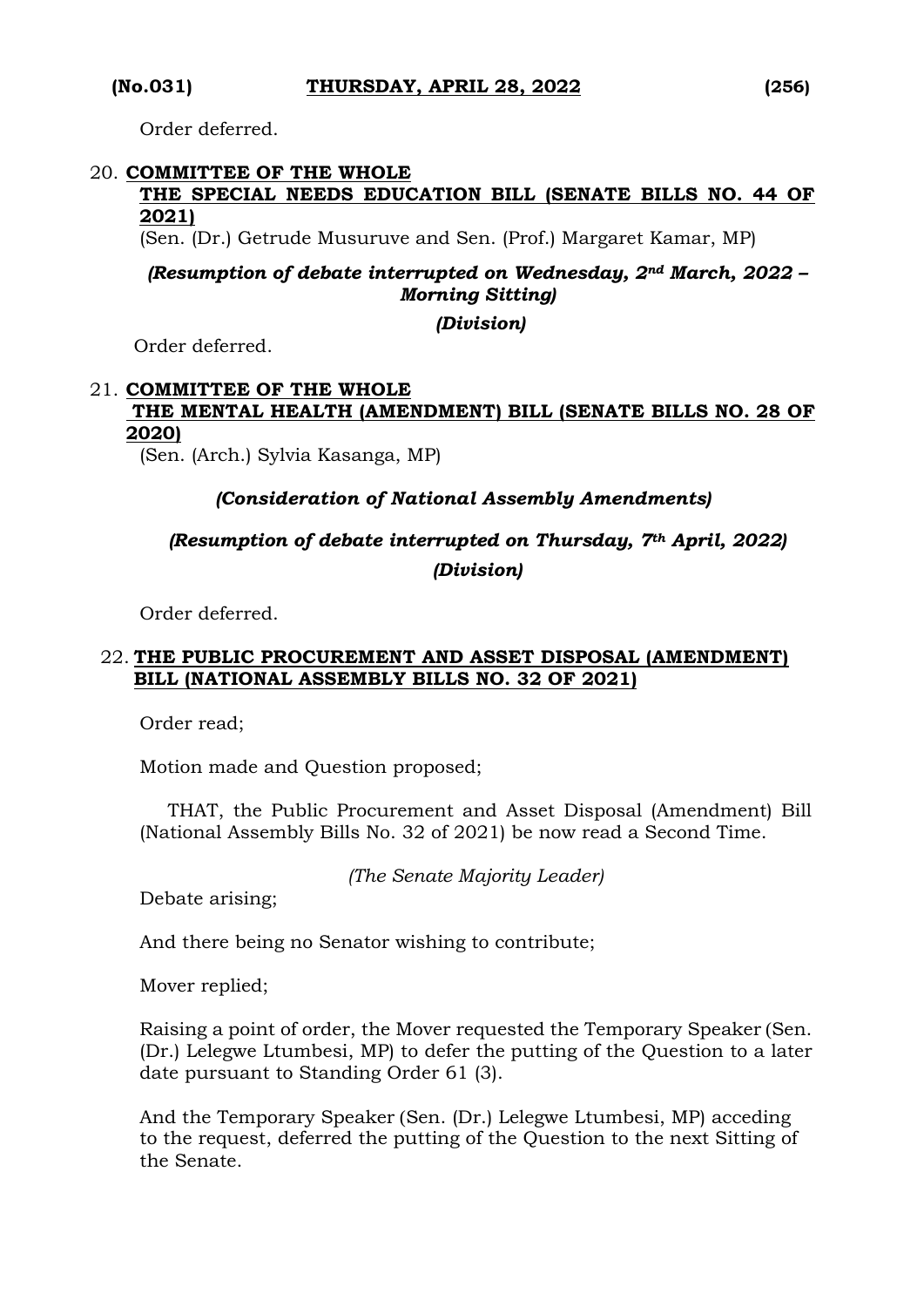Order deferred.

20. **COMMITTEE OF THE WHOLE**
**THE SPECIAL NEEDS EDUCATION BILL (SENATE BILLS NO. 44 OF 2021)**
(Sen. (Dr.) Getrude Musuruve and Sen. (Prof.) Margaret Kamar, MP)

***(Resumption of debate interrupted on Wednesday, 2nd March, 2022 – Morning Sitting)***

***(Division)***

Order deferred.

21. **COMMITTEE OF THE WHOLE**
**THE MENTAL HEALTH (AMENDMENT) BILL (SENATE BILLS NO. 28 OF 2020)**
(Sen. (Arch.) Sylvia Kasanga, MP)

***(Consideration of National Assembly Amendments)***

***(Resumption of debate interrupted on Thursday, 7th April, 2022)***

***(Division)***

Order deferred.

22. **THE PUBLIC PROCUREMENT AND ASSET DISPOSAL (AMENDMENT) BILL (NATIONAL ASSEMBLY BILLS NO. 32 OF 2021)**

Order read;

Motion made and Question proposed;

THAT, the Public Procurement and Asset Disposal (Amendment) Bill (National Assembly Bills No. 32 of 2021) be now read a Second Time.

*(The Senate Majority Leader)*

Debate arising;

And there being no Senator wishing to contribute;

Mover replied;

Raising a point of order, the Mover requested the Temporary Speaker (Sen. (Dr.) Lelegwe Ltumbesi, MP) to defer the putting of the Question to a later date pursuant to Standing Order 61 (3).

And the Temporary Speaker (Sen. (Dr.) Lelegwe Ltumbesi, MP) acceding to the request, deferred the putting of the Question to the next Sitting of the Senate.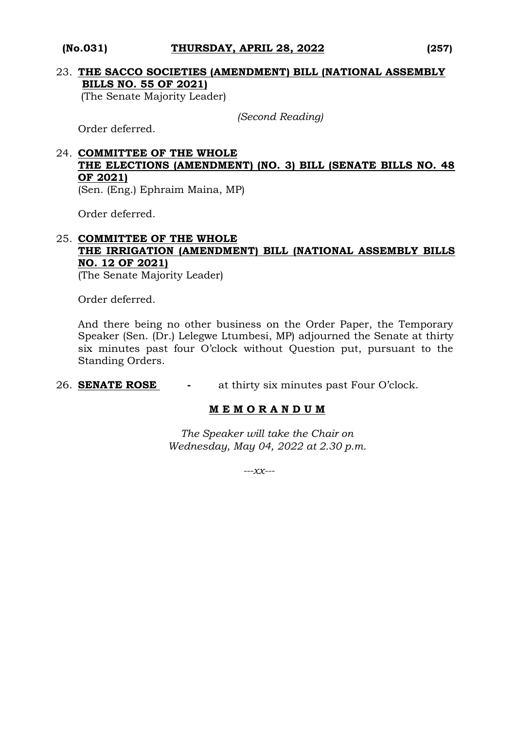23. **THE SACCO SOCIETIES (AMENDMENT) BILL (NATIONAL ASSEMBLY BILLS NO. 55 OF 2021)**
(The Senate Majority Leader)

*(Second Reading)*

Order deferred.

24. **COMMITTEE OF THE WHOLE**
**THE ELECTIONS (AMENDMENT) (NO. 3) BILL (SENATE BILLS NO. 48 OF 2021)**
(Sen. (Eng.) Ephraim Maina, MP)

Order deferred.

25. **COMMITTEE OF THE WHOLE**
**THE IRRIGATION (AMENDMENT) BILL (NATIONAL ASSEMBLY BILLS NO. 12 OF 2021)**
(The Senate Majority Leader)

Order deferred.

And there being no other business on the Order Paper, the Temporary Speaker (Sen. (Dr.) Lelegwe Ltumbesi, MP) adjourned the Senate at thirty six minutes past four O'clock without Question put, pursuant to the Standing Orders.

26. **SENATE ROSE** - at thirty six minutes past Four O'clock.

**M E M O R A N D U M**

*The Speaker will take the Chair on Wednesday, May 04, 2022 at 2.30 p.m.*

---*xx*---